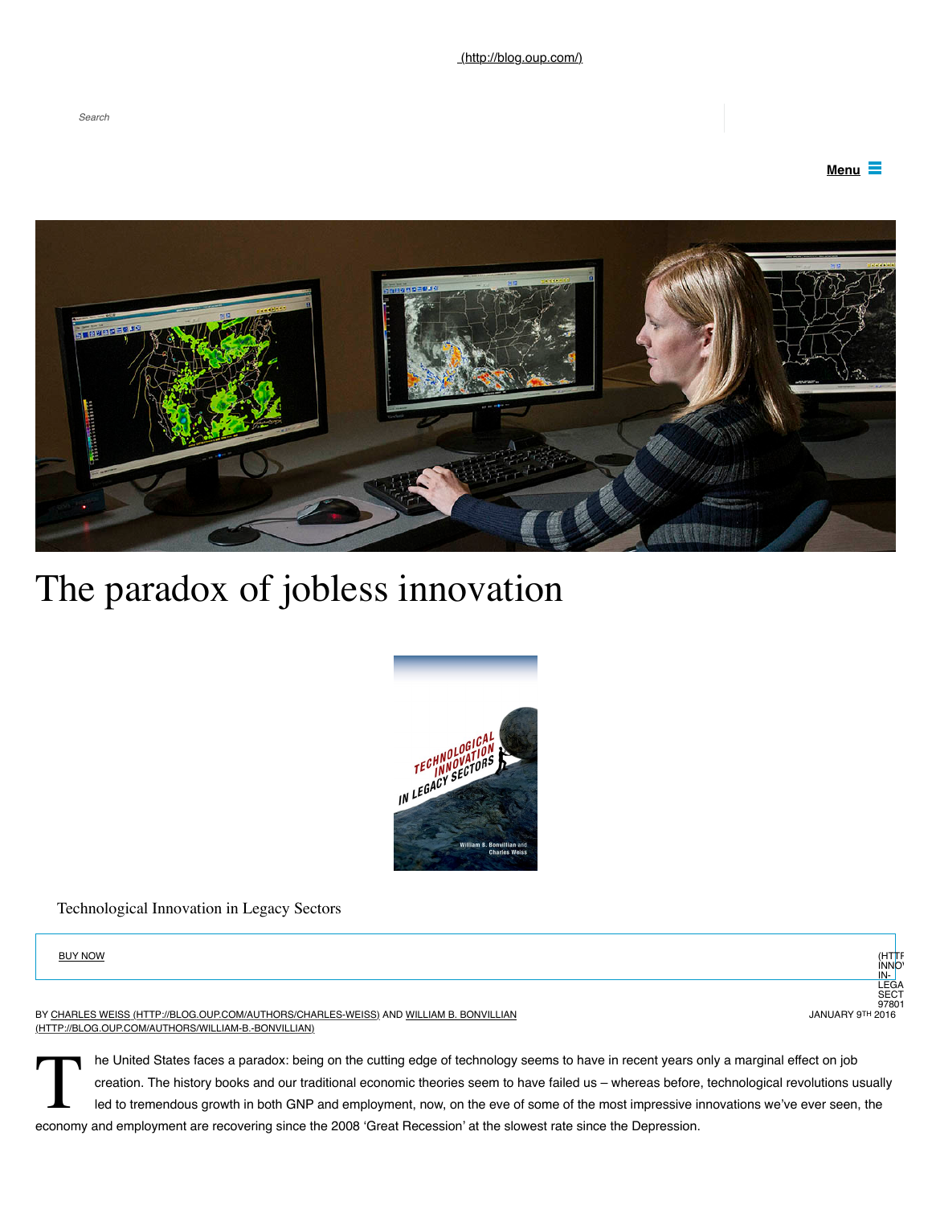(http://blog.oup.com/)

Search

Menu

# The paradox of jobless innovation

Technological Innovation in Legacy Sectors

BUY NOW

BY CHARLES WEISS (HTTP://BLOG.OUP.COM/AUTHORS/CHARLES-WEISS) AND WILLIAM B. BONVILLIAN (HTTP://BLOG.OUP.COM/AUTHORS/WILLIAM-B.-BONVILLIAN)

JANUARY 9TH 2016

The United States faces a paradox: being on the cutting edge of technology seems to have in recent years only a marginal effect on job creation. The history books and our traditional economic theories seem to have failed us – whereas before, technological revolutions usually led to tremendous growth in both GNP and employment, now, on the eve of some of the most impressive innovations we've ever seen, the economy and employment are recovering since the 2008 'Great Recession' at the slowest rate since the Depression.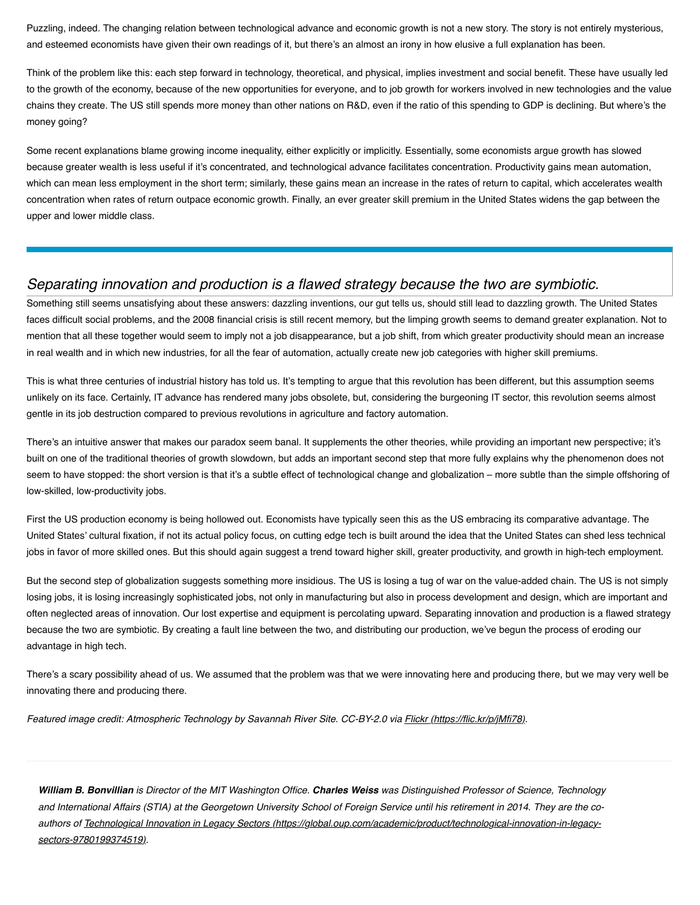Puzzling, indeed. The changing relation between technological advance and economic growth is not a new story. The story is not entirely mysterious, and esteemed economists have given their own readings of it, but there's an almost an irony in how elusive a full explanation has been.

Think of the problem like this: each step forward in technology, theoretical, and physical, implies investment and social benefit. These have usually led to the growth of the economy, because of the new opportunities for everyone, and to job growth for workers involved in new technologies and the value chains they create. The US still spends more money than other nations on R&D, even if the ratio of this spending to GDP is declining. But where's the money going?

Some recent explanations blame growing income inequality, either explicitly or implicitly. Essentially, some economists argue growth has slowed because greater wealth is less useful if it's concentrated, and technological advance facilitates concentration. Productivity gains mean automation, which can mean less employment in the short term; similarly, these gains mean an increase in the rates of return to capital, which accelerates wealth concentration when rates of return outpace economic growth. Finally, an ever greater skill premium in the United States widens the gap between the upper and lower middle class.

*Separating innovation and production is a flawed strategy because the two are symbiotic.*

Something still seems unsatisfying about these answers: dazzling inventions, our gut tells us, should still lead to dazzling growth. The United States faces difficult social problems, and the 2008 financial crisis is still recent memory, but the limping growth seems to demand greater explanation. Not to mention that all these together would seem to imply not a job disappearance, but a job shift, from which greater productivity should mean an increase in real wealth and in which new industries, for all the fear of automation, actually create new job categories with higher skill premiums.

This is what three centuries of industrial history has told us. It's tempting to argue that this revolution has been different, but this assumption seems unlikely on its face. Certainly, IT advance has rendered many jobs obsolete, but, considering the burgeoning IT sector, this revolution seems almost gentle in its job destruction compared to previous revolutions in agriculture and factory automation.

There's an intuitive answer that makes our paradox seem banal. It supplements the other theories, while providing an important new perspective; it's built on one of the traditional theories of growth slowdown, but adds an important second step that more fully explains why the phenomenon does not seem to have stopped: the short version is that it's a subtle effect of technological change and globalization – more subtle than the simple offshoring of low-skilled, low-productivity jobs.

First the US production economy is being hollowed out. Economists have typically seen this as the US embracing its comparative advantage. The United States' cultural fixation, if not its actual policy focus, on cutting edge tech is built around the idea that the United States can shed less technical jobs in favor of more skilled ones. But this should again suggest a trend toward higher skill, greater productivity, and growth in high-tech employment.

But the second step of globalization suggests something more insidious. The US is losing a tug of war on the value-added chain. The US is not simply losing jobs, it is losing increasingly sophisticated jobs, not only in manufacturing but also in process development and design, which are important and often neglected areas of innovation. Our lost expertise and equipment is percolating upward. Separating innovation and production is a flawed strategy because the two are symbiotic. By creating a fault line between the two, and distributing our production, we've begun the process of eroding our advantage in high tech.

There's a scary possibility ahead of us. We assumed that the problem was that we were innovating here and producing there, but we may very well be innovating there and producing there.

*Featured image credit: Atmospheric Technology by Savannah River Site. CC-BY-2.0 via [Flickr (https://flic.kr/p/jMfi78)](https://flic.kr/p/jMfi78).*

---

***William B. Bonvillian*** *is Director of the MIT Washington Office.* ***Charles Weiss*** *was Distinguished Professor of Science, Technology and International Affairs (STIA) at the Georgetown University School of Foreign Service until his retirement in 2014. They are the co-authors of [Technological Innovation in Legacy Sectors (https://global.oup.com/academic/product/technological-innovation-in-legacy-sectors-9780199374519)](https://global.oup.com/academic/product/technological-innovation-in-legacy-sectors-9780199374519).*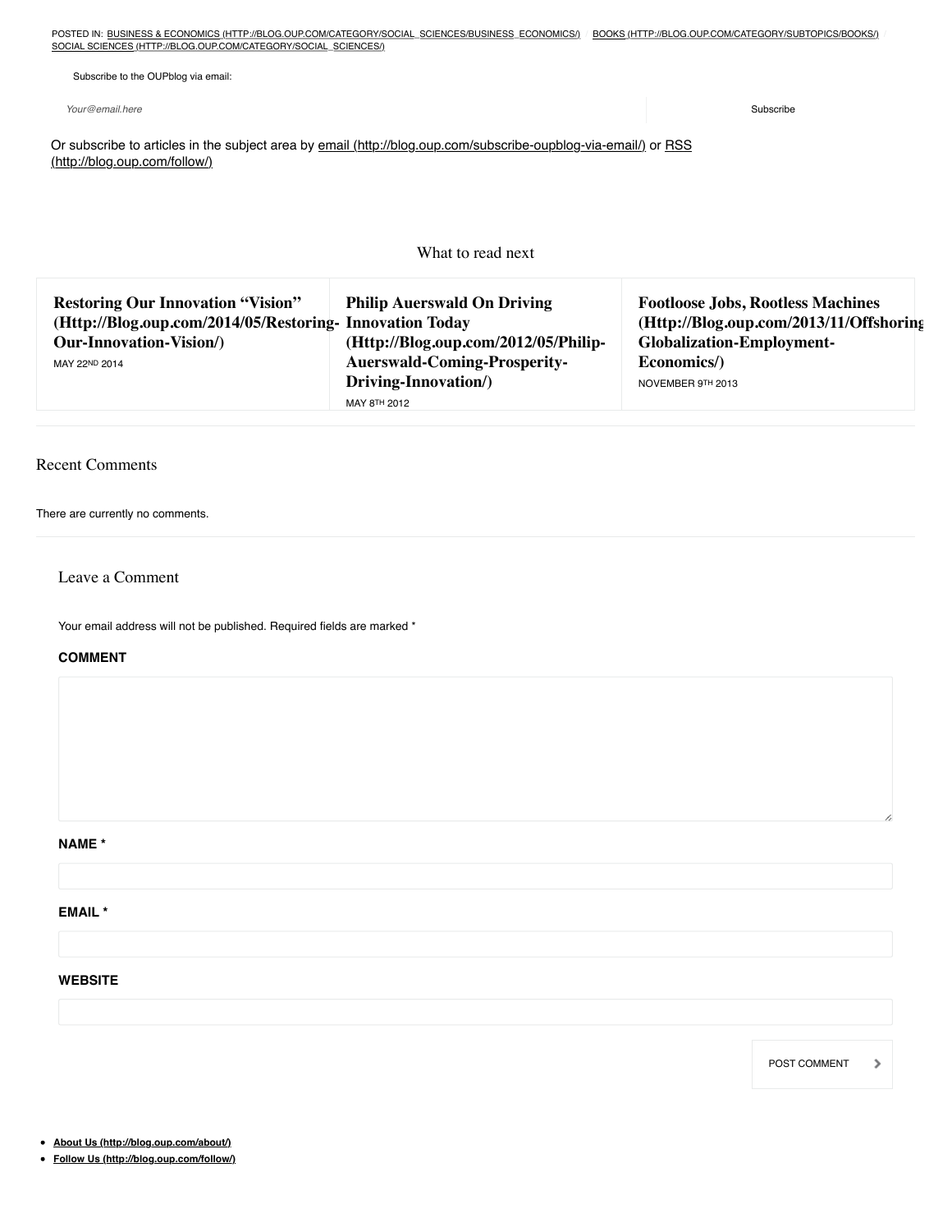POSTED IN: BUSINESS & ECONOMICS (HTTP://BLOG.OUP.COM/CATEGORY/SOCIAL_SCIENCES/BUSINESS_ECONOMICS/) BOOKS (HTTP://BLOG.OUP.COM/CATEGORY/SUBTOPICS/BOOKS/) SOCIAL SCIENCES (HTTP://BLOG.OUP.COM/CATEGORY/SOCIAL_SCIENCES/)

Subscribe to the OUPblog via email:

Your@email.here

Subscribe

Or subscribe to articles in the subject area by email (http://blog.oup.com/subscribe-oupblog-via-email/) or RSS (http://blog.oup.com/follow/)

## What to read next

**Restoring Our Innovation "Vision" (Http://Blog.oup.com/2014/05/Restoring-Our-Innovation-Vision/)**
MAY 22ND 2014

**Philip Auerswald On Driving Innovation Today (Http://Blog.oup.com/2012/05/Philip-Auerswald-Coming-Prosperity-Driving-Innovation/)**
MAY 8TH 2012

**Footloose Jobs, Rootless Machines (Http://Blog.oup.com/2013/11/Offshoring-Globalization-Employment-Economics/)**
NOVEMBER 9TH 2013

## Recent Comments

There are currently no comments.

## Leave a Comment

Your email address will not be published. Required fields are marked *

**COMMENT**

**NAME ***

**EMAIL ***

**WEBSITE**

POST COMMENT

- **About Us (http://blog.oup.com/about/)**
- **Follow Us (http://blog.oup.com/follow/)**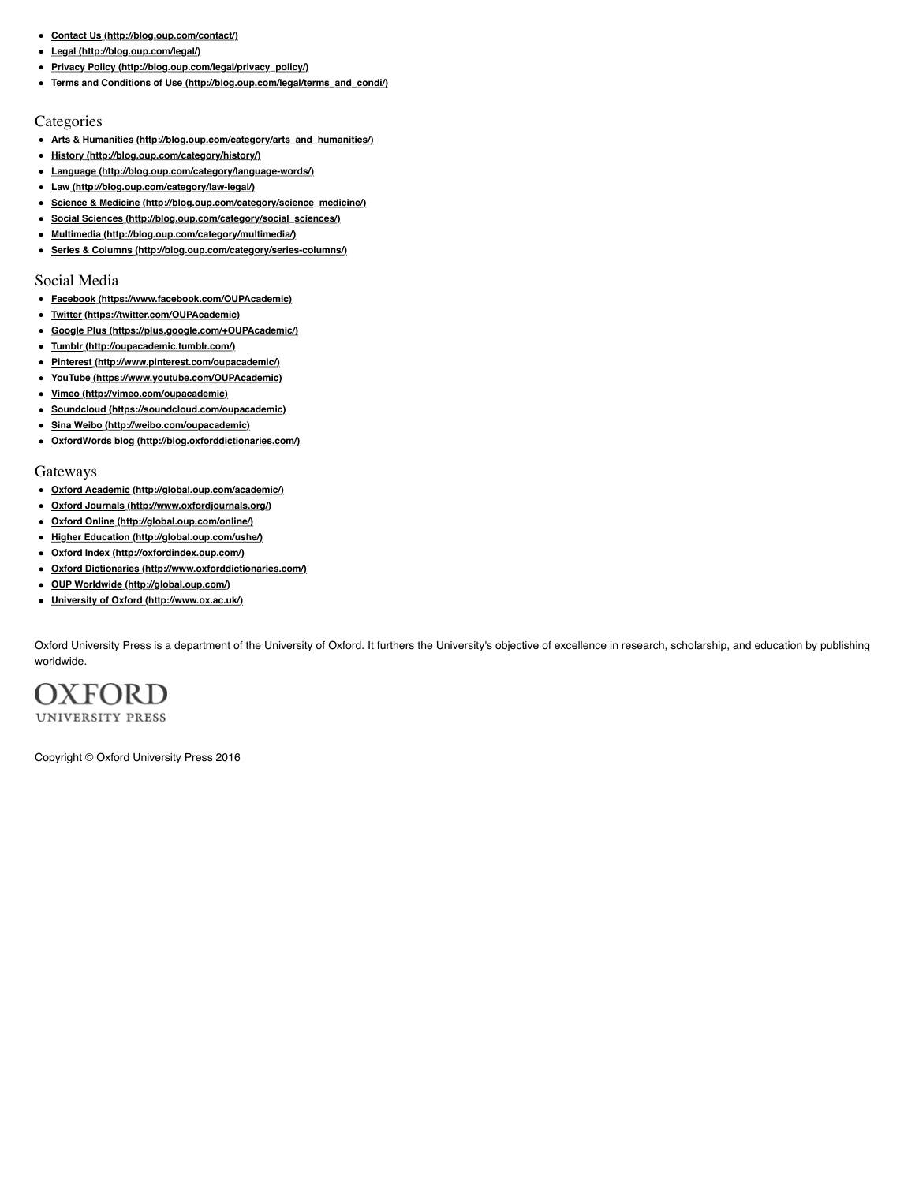- **Contact Us (http://blog.oup.com/contact/)**
- **Legal (http://blog.oup.com/legal/)**
- **Privacy Policy (http://blog.oup.com/legal/privacy_policy/)**
- **Terms and Conditions of Use (http://blog.oup.com/legal/terms_and_condi/)**

## Categories

- **Arts & Humanities (http://blog.oup.com/category/arts_and_humanities/)**
- **History (http://blog.oup.com/category/history/)**
- **Language (http://blog.oup.com/category/language-words/)**
- **Law (http://blog.oup.com/category/law-legal/)**
- **Science & Medicine (http://blog.oup.com/category/science_medicine/)**
- **Social Sciences (http://blog.oup.com/category/social_sciences/)**
- **Multimedia (http://blog.oup.com/category/multimedia/)**
- **Series & Columns (http://blog.oup.com/category/series-columns/)**

## Social Media

- **Facebook (https://www.facebook.com/OUPAcademic)**
- **Twitter (https://twitter.com/OUPAcademic)**
- **Google Plus (https://plus.google.com/+OUPAcademic/)**
- **Tumblr (http://oupacademic.tumblr.com/)**
- **Pinterest (http://www.pinterest.com/oupacademic/)**
- **YouTube (https://www.youtube.com/OUPAcademic)**
- **Vimeo (http://vimeo.com/oupacademic)**
- **Soundcloud (https://soundcloud.com/oupacademic)**
- **Sina Weibo (http://weibo.com/oupacademic)**
- **OxfordWords blog (http://blog.oxforddictionaries.com/)**

## Gateways

- **Oxford Academic (http://global.oup.com/academic/)**
- **Oxford Journals (http://www.oxfordjournals.org/)**
- **Oxford Online (http://global.oup.com/online/)**
- **Higher Education (http://global.oup.com/ushe/)**
- **Oxford Index (http://oxfordindex.oup.com/)**
- **Oxford Dictionaries (http://www.oxforddictionaries.com/)**
- **OUP Worldwide (http://global.oup.com/)**
- **University of Oxford (http://www.ox.ac.uk/)**

Oxford University Press is a department of the University of Oxford. It furthers the University's objective of excellence in research, scholarship, and education by publishing worldwide.

OXFORD
UNIVERSITY PRESS

Copyright © Oxford University Press 2016